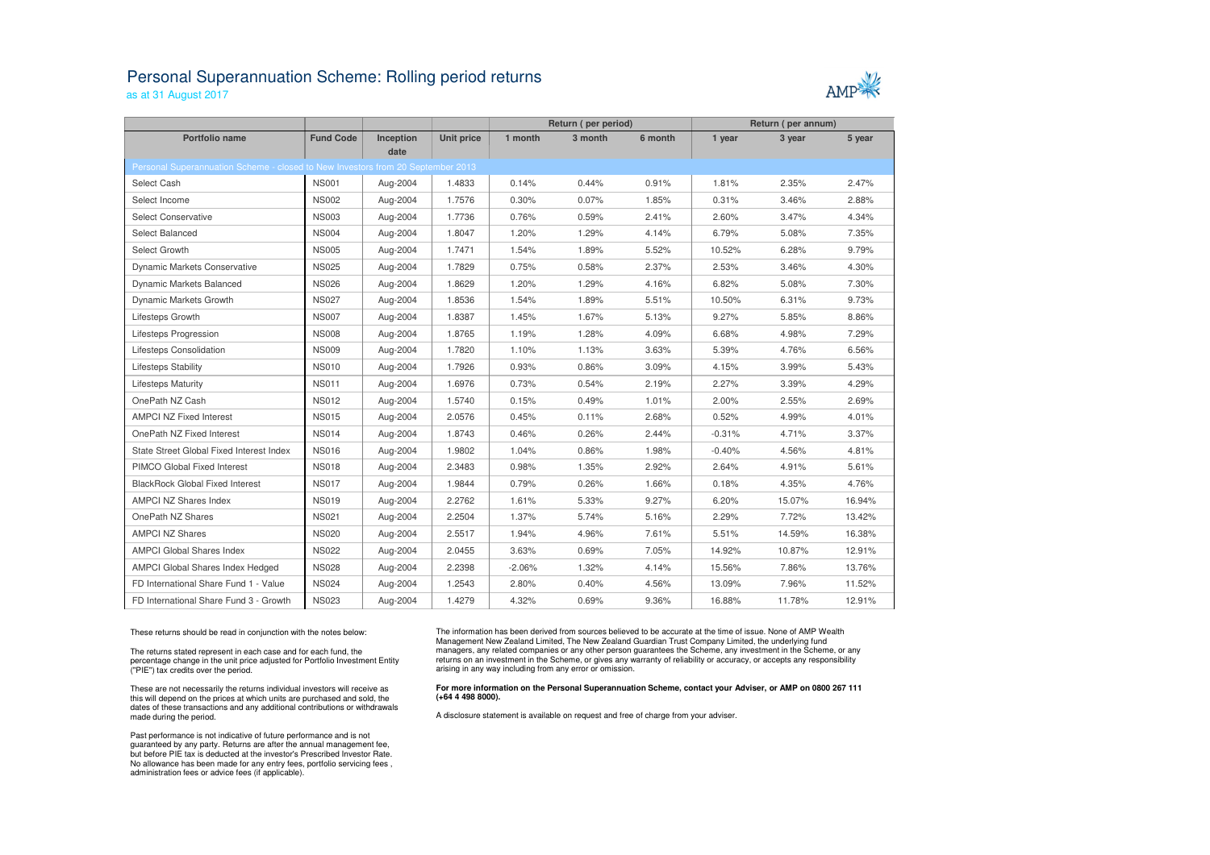# Personal Superannuation Scheme: Rolling period returns

as at 31 August 2017

| | | | | Return ( per period) | | | Return ( per annum) | | |
|---|---|---|---|---|---|---|---|---|---|
| Portfolio name | Fund Code | Inception date | Unit price | 1 month | 3 month | 6 month | 1 year | 3 year | 5 year |
| Personal Superannuation Scheme - closed to New Investors from 20 September 2013 | | | | | | | | | |
| Select Cash | NS001 | Aug-2004 | 1.4833 | 0.14% | 0.44% | 0.91% | 1.81% | 2.35% | 2.47% |
| Select Income | NS002 | Aug-2004 | 1.7576 | 0.30% | 0.07% | 1.85% | 0.31% | 3.46% | 2.88% |
| Select Conservative | NS003 | Aug-2004 | 1.7736 | 0.76% | 0.59% | 2.41% | 2.60% | 3.47% | 4.34% |
| Select Balanced | NS004 | Aug-2004 | 1.8047 | 1.20% | 1.29% | 4.14% | 6.79% | 5.08% | 7.35% |
| Select Growth | NS005 | Aug-2004 | 1.7471 | 1.54% | 1.89% | 5.52% | 10.52% | 6.28% | 9.79% |
| Dynamic Markets Conservative | NS025 | Aug-2004 | 1.7829 | 0.75% | 0.58% | 2.37% | 2.53% | 3.46% | 4.30% |
| Dynamic Markets Balanced | NS026 | Aug-2004 | 1.8629 | 1.20% | 1.29% | 4.16% | 6.82% | 5.08% | 7.30% |
| Dynamic Markets Growth | NS027 | Aug-2004 | 1.8536 | 1.54% | 1.89% | 5.51% | 10.50% | 6.31% | 9.73% |
| Lifesteps Growth | NS007 | Aug-2004 | 1.8387 | 1.45% | 1.67% | 5.13% | 9.27% | 5.85% | 8.86% |
| Lifesteps Progression | NS008 | Aug-2004 | 1.8765 | 1.19% | 1.28% | 4.09% | 6.68% | 4.98% | 7.29% |
| Lifesteps Consolidation | NS009 | Aug-2004 | 1.7820 | 1.10% | 1.13% | 3.63% | 5.39% | 4.76% | 6.56% |
| Lifesteps Stability | NS010 | Aug-2004 | 1.7926 | 0.93% | 0.86% | 3.09% | 4.15% | 3.99% | 5.43% |
| Lifesteps Maturity | NS011 | Aug-2004 | 1.6976 | 0.73% | 0.54% | 2.19% | 2.27% | 3.39% | 4.29% |
| OnePath NZ Cash | NS012 | Aug-2004 | 1.5740 | 0.15% | 0.49% | 1.01% | 2.00% | 2.55% | 2.69% |
| AMPCI NZ Fixed Interest | NS015 | Aug-2004 | 2.0576 | 0.45% | 0.11% | 2.68% | 0.52% | 4.99% | 4.01% |
| OnePath NZ Fixed Interest | NS014 | Aug-2004 | 1.8743 | 0.46% | 0.26% | 2.44% | -0.31% | 4.71% | 3.37% |
| State Street Global Fixed Interest Index | NS016 | Aug-2004 | 1.9802 | 1.04% | 0.86% | 1.98% | -0.40% | 4.56% | 4.81% |
| PIMCO Global Fixed Interest | NS018 | Aug-2004 | 2.3483 | 0.98% | 1.35% | 2.92% | 2.64% | 4.91% | 5.61% |
| BlackRock Global Fixed Interest | NS017 | Aug-2004 | 1.9844 | 0.79% | 0.26% | 1.66% | 0.18% | 4.35% | 4.76% |
| AMPCI NZ Shares Index | NS019 | Aug-2004 | 2.2762 | 1.61% | 5.33% | 9.27% | 6.20% | 15.07% | 16.94% |
| OnePath NZ Shares | NS021 | Aug-2004 | 2.2504 | 1.37% | 5.74% | 5.16% | 2.29% | 7.72% | 13.42% |
| AMPCI NZ Shares | NS020 | Aug-2004 | 2.5517 | 1.94% | 4.96% | 7.61% | 5.51% | 14.59% | 16.38% |
| AMPCI Global Shares Index | NS022 | Aug-2004 | 2.0455 | 3.63% | 0.69% | 7.05% | 14.92% | 10.87% | 12.91% |
| AMPCI Global Shares Index Hedged | NS028 | Aug-2004 | 2.2398 | -2.06% | 1.32% | 4.14% | 15.56% | 7.86% | 13.76% |
| FD International Share Fund 1 - Value | NS024 | Aug-2004 | 1.2543 | 2.80% | 0.40% | 4.56% | 13.09% | 7.96% | 11.52% |
| FD International Share Fund 3 - Growth | NS023 | Aug-2004 | 1.4279 | 4.32% | 0.69% | 9.36% | 16.88% | 11.78% | 12.91% |

These returns should be read in conjunction with the notes below:

The returns stated represent in each case and for each fund, the percentage change in the unit price adjusted for Portfolio Investment Entity ("PIE") tax credits over the period.

These are not necessarily the returns individual investors will receive as this will depend on the prices at which units are purchased and sold, the dates of these transactions and any additional contributions or withdrawals made during the period.

Past performance is not indicative of future performance and is not guaranteed by any party. Returns are after the annual management fee, but before PIE tax is deducted at the investor's Prescribed Investor Rate. No allowance has been made for any entry fees, portfolio servicing fees , administration fees or advice fees (if applicable).

The information has been derived from sources believed to be accurate at the time of issue. None of AMP Wealth Management New Zealand Limited, The New Zealand Guardian Trust Company Limited, the underlying fund managers, any related companies or any other person guarantees the Scheme, any investment in the Scheme, or any returns on an investment in the Scheme, or gives any warranty of reliability or accuracy, or accepts any responsibility arising in any way including from any error or omission.

**For more information on the Personal Superannuation Scheme, contact your Adviser, or AMP on 0800 267 111 (+64 4 498 8000).**

A disclosure statement is available on request and free of charge from your adviser.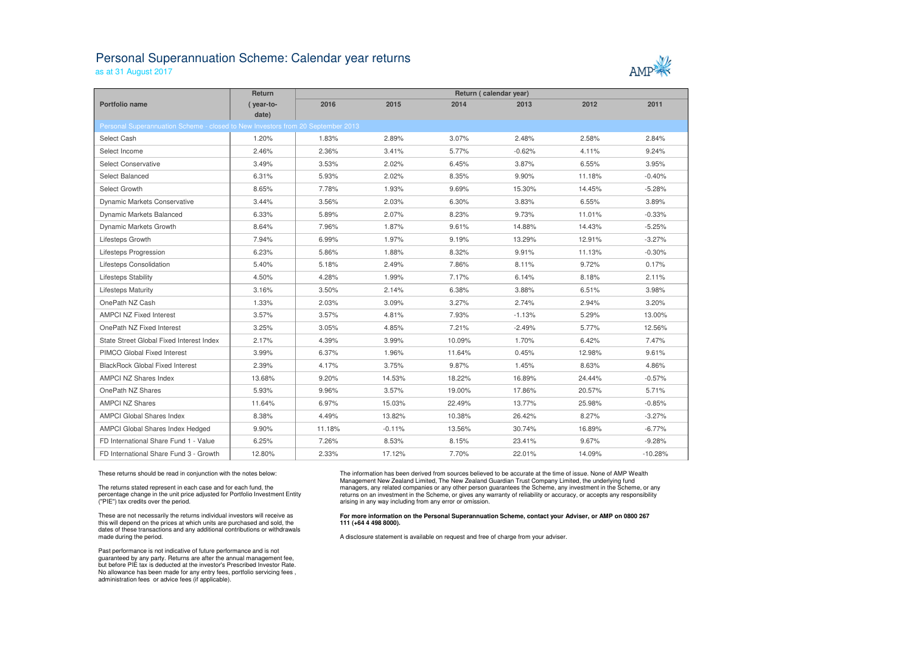# Personal Superannuation Scheme: Calendar year returns

as at 31 August 2017

| Portfolio name | Return ( year-to-date) | Return ( calendar year) | | | | | |
|---|---|---|---|---|---|---|---|
| | | 2016 | 2015 | 2014 | 2013 | 2012 | 2011 |
| Personal Superannuation Scheme - closed to New Investors from 20 September 2013 | | | | | | | |
| Select Cash | 1.20% | 1.83% | 2.89% | 3.07% | 2.48% | 2.58% | 2.84% |
| Select Income | 2.46% | 2.36% | 3.41% | 5.77% | -0.62% | 4.11% | 9.24% |
| Select Conservative | 3.49% | 3.53% | 2.02% | 6.45% | 3.87% | 6.55% | 3.95% |
| Select Balanced | 6.31% | 5.93% | 2.02% | 8.35% | 9.90% | 11.18% | -0.40% |
| Select Growth | 8.65% | 7.78% | 1.93% | 9.69% | 15.30% | 14.45% | -5.28% |
| Dynamic Markets Conservative | 3.44% | 3.56% | 2.03% | 6.30% | 3.83% | 6.55% | 3.89% |
| Dynamic Markets Balanced | 6.33% | 5.89% | 2.07% | 8.23% | 9.73% | 11.01% | -0.33% |
| Dynamic Markets Growth | 8.64% | 7.96% | 1.87% | 9.61% | 14.88% | 14.43% | -5.25% |
| Lifesteps Growth | 7.94% | 6.99% | 1.97% | 9.19% | 13.29% | 12.91% | -3.27% |
| Lifesteps Progression | 6.23% | 5.86% | 1.88% | 8.32% | 9.91% | 11.13% | -0.30% |
| Lifesteps Consolidation | 5.40% | 5.18% | 2.49% | 7.86% | 8.11% | 9.72% | 0.17% |
| Lifesteps Stability | 4.50% | 4.28% | 1.99% | 7.17% | 6.14% | 8.18% | 2.11% |
| Lifesteps Maturity | 3.16% | 3.50% | 2.14% | 6.38% | 3.88% | 6.51% | 3.98% |
| OnePath NZ Cash | 1.33% | 2.03% | 3.09% | 3.27% | 2.74% | 2.94% | 3.20% |
| AMPCI NZ Fixed Interest | 3.57% | 3.57% | 4.81% | 7.93% | -1.13% | 5.29% | 13.00% |
| OnePath NZ Fixed Interest | 3.25% | 3.05% | 4.85% | 7.21% | -2.49% | 5.77% | 12.56% |
| State Street Global Fixed Interest Index | 2.17% | 4.39% | 3.99% | 10.09% | 1.70% | 6.42% | 7.47% |
| PIMCO Global Fixed Interest | 3.99% | 6.37% | 1.96% | 11.64% | 0.45% | 12.98% | 9.61% |
| BlackRock Global Fixed Interest | 2.39% | 4.17% | 3.75% | 9.87% | 1.45% | 8.63% | 4.86% |
| AMPCI NZ Shares Index | 13.68% | 9.20% | 14.53% | 18.22% | 16.89% | 24.44% | -0.57% |
| OnePath NZ Shares | 5.93% | 9.96% | 3.57% | 19.00% | 17.86% | 20.57% | 5.71% |
| AMPCI NZ Shares | 11.64% | 6.97% | 15.03% | 22.49% | 13.77% | 25.98% | -0.85% |
| AMPCI Global Shares Index | 8.38% | 4.49% | 13.82% | 10.38% | 26.42% | 8.27% | -3.27% |
| AMPCI Global Shares Index Hedged | 9.90% | 11.18% | -0.11% | 13.56% | 30.74% | 16.89% | -6.77% |
| FD International Share Fund 1 - Value | 6.25% | 7.26% | 8.53% | 8.15% | 23.41% | 9.67% | -9.28% |
| FD International Share Fund 3 - Growth | 12.80% | 2.33% | 17.12% | 7.70% | 22.01% | 14.09% | -10.28% |

These returns should be read in conjunction with the notes below:

The returns stated represent in each case and for each fund, the percentage change in the unit price adjusted for Portfolio Investment Entity ("PIE") tax credits over the period.

These are not necessarily the returns individual investors will receive as this will depend on the prices at which units are purchased and sold, the dates of these transactions and any additional contributions or withdrawals made during the period.

Past performance is not indicative of future performance and is not guaranteed by any party. Returns are after the annual management fee, but before PIE tax is deducted at the investor's Prescribed Investor Rate. No allowance has been made for any entry fees, portfolio servicing fees , administration fees or advice fees (if applicable).

The information has been derived from sources believed to be accurate at the time of issue. None of AMP Wealth Management New Zealand Limited, The New Zealand Guardian Trust Company Limited, the underlying fund managers, any related companies or any other person guarantees the Scheme, any investment in the Scheme, or any returns on an investment in the Scheme, or gives any warranty of reliability or accuracy, or accepts any responsibility arising in any way including from any error or omission.

**For more information on the Personal Superannuation Scheme, contact your Adviser, or AMP on 0800 267 111 (+64 4 498 8000).**

A disclosure statement is available on request and free of charge from your adviser.